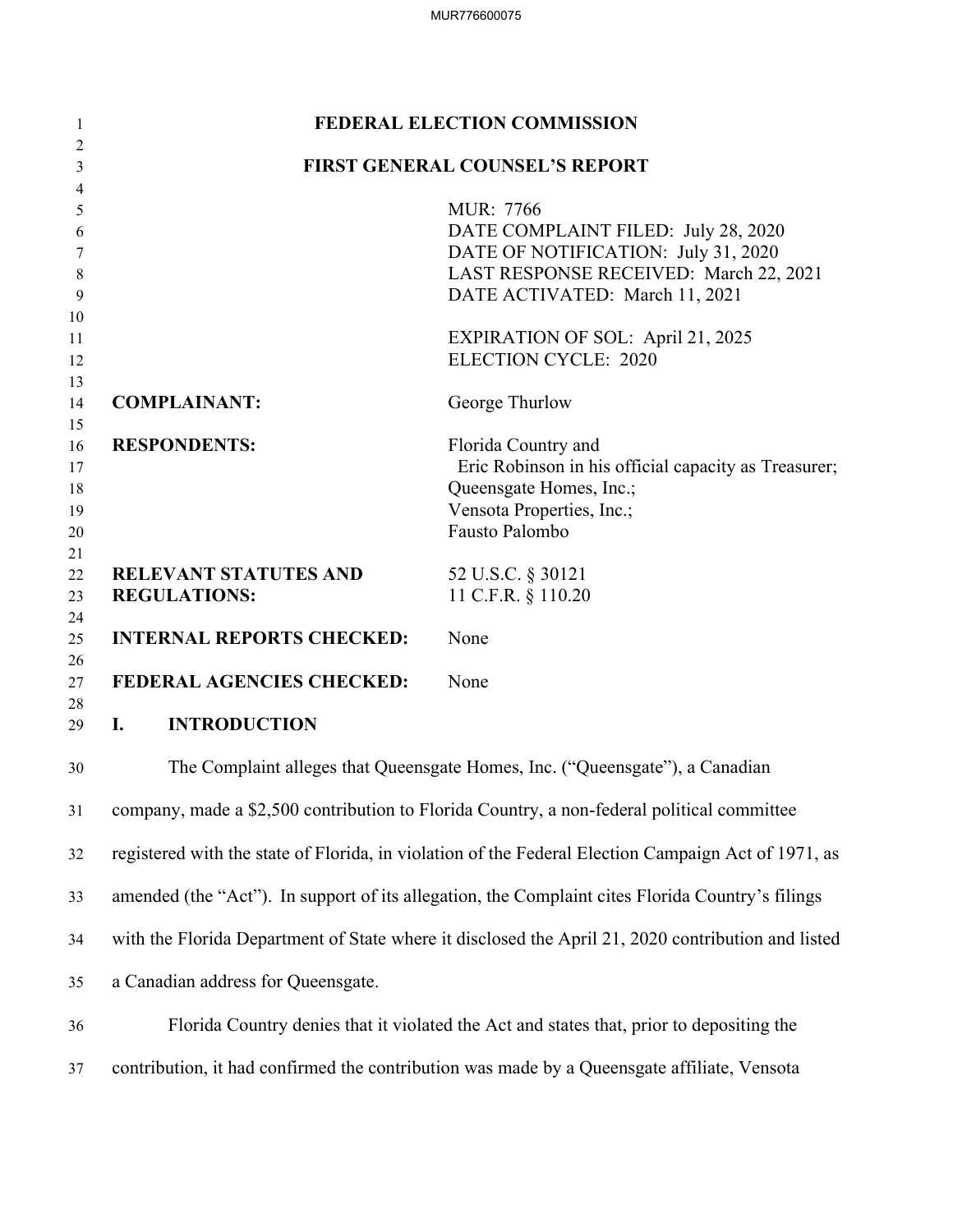# FEDERAL ELECTION COMMISSION

## FIRST GENERAL COUNSEL'S REPORT

MUR: 7766
DATE COMPLAINT FILED: July 28, 2020
DATE OF NOTIFICATION: July 31, 2020
LAST RESPONSE RECEIVED: March 22, 2021
DATE ACTIVATED: March 11, 2021

EXPIRATION OF SOL: April 21, 2025
ELECTION CYCLE: 2020

**COMPLAINANT:** George Thurlow

**RESPONDENTS:** Florida Country and
Eric Robinson in his official capacity as Treasurer;
Queensgate Homes, Inc.;
Vensota Properties, Inc.;
Fausto Palombo

**RELEVANT STATUTES AND REGULATIONS:** 52 U.S.C. § 30121
11 C.F.R. § 110.20

**INTERNAL REPORTS CHECKED:** None

**FEDERAL AGENCIES CHECKED:** None

## I. INTRODUCTION

The Complaint alleges that Queensgate Homes, Inc. ("Queensgate"), a Canadian company, made a $2,500 contribution to Florida Country, a non-federal political committee registered with the state of Florida, in violation of the Federal Election Campaign Act of 1971, as amended (the "Act"). In support of its allegation, the Complaint cites Florida Country's filings with the Florida Department of State where it disclosed the April 21, 2020 contribution and listed a Canadian address for Queensgate.

Florida Country denies that it violated the Act and states that, prior to depositing the contribution, it had confirmed the contribution was made by a Queensgate affiliate, Vensota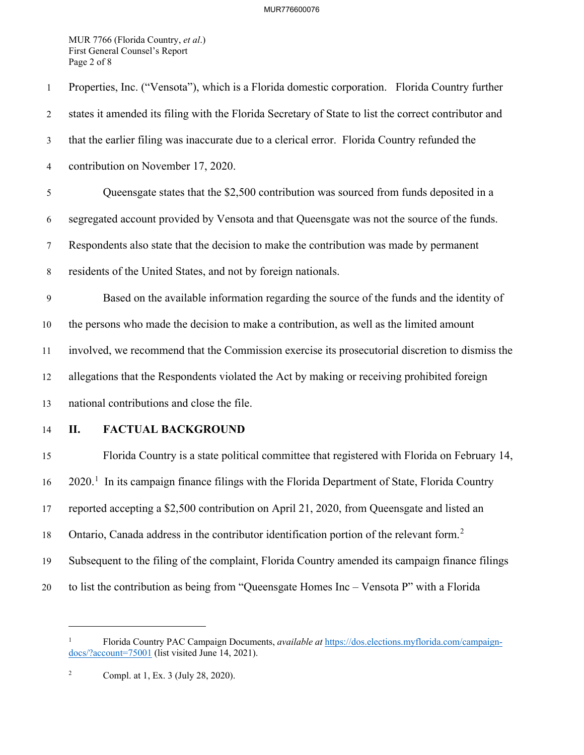Properties, Inc. ("Vensota"), which is a Florida domestic corporation. Florida Country further states it amended its filing with the Florida Secretary of State to list the correct contributor and that the earlier filing was inaccurate due to a clerical error. Florida Country refunded the contribution on November 17, 2020.

Queensgate states that the $2,500 contribution was sourced from funds deposited in a segregated account provided by Vensota and that Queensgate was not the source of the funds. Respondents also state that the decision to make the contribution was made by permanent residents of the United States, and not by foreign nationals.

Based on the available information regarding the source of the funds and the identity of the persons who made the decision to make a contribution, as well as the limited amount involved, we recommend that the Commission exercise its prosecutorial discretion to dismiss the allegations that the Respondents violated the Act by making or receiving prohibited foreign national contributions and close the file.

## II. FACTUAL BACKGROUND

Florida Country is a state political committee that registered with Florida on February 14, 2020.[1] In its campaign finance filings with the Florida Department of State, Florida Country reported accepting a $2,500 contribution on April 21, 2020, from Queensgate and listed an Ontario, Canada address in the contributor identification portion of the relevant form.[2] Subsequent to the filing of the complaint, Florida Country amended its campaign finance filings to list the contribution as being from "Queensgate Homes Inc – Vensota P" with a Florida

---

[1] Florida Country PAC Campaign Documents, *available at* https://dos.elections.myflorida.com/campaign-docs/?account=75001 (list visited June 14, 2021).

[2] Compl. at 1, Ex. 3 (July 28, 2020).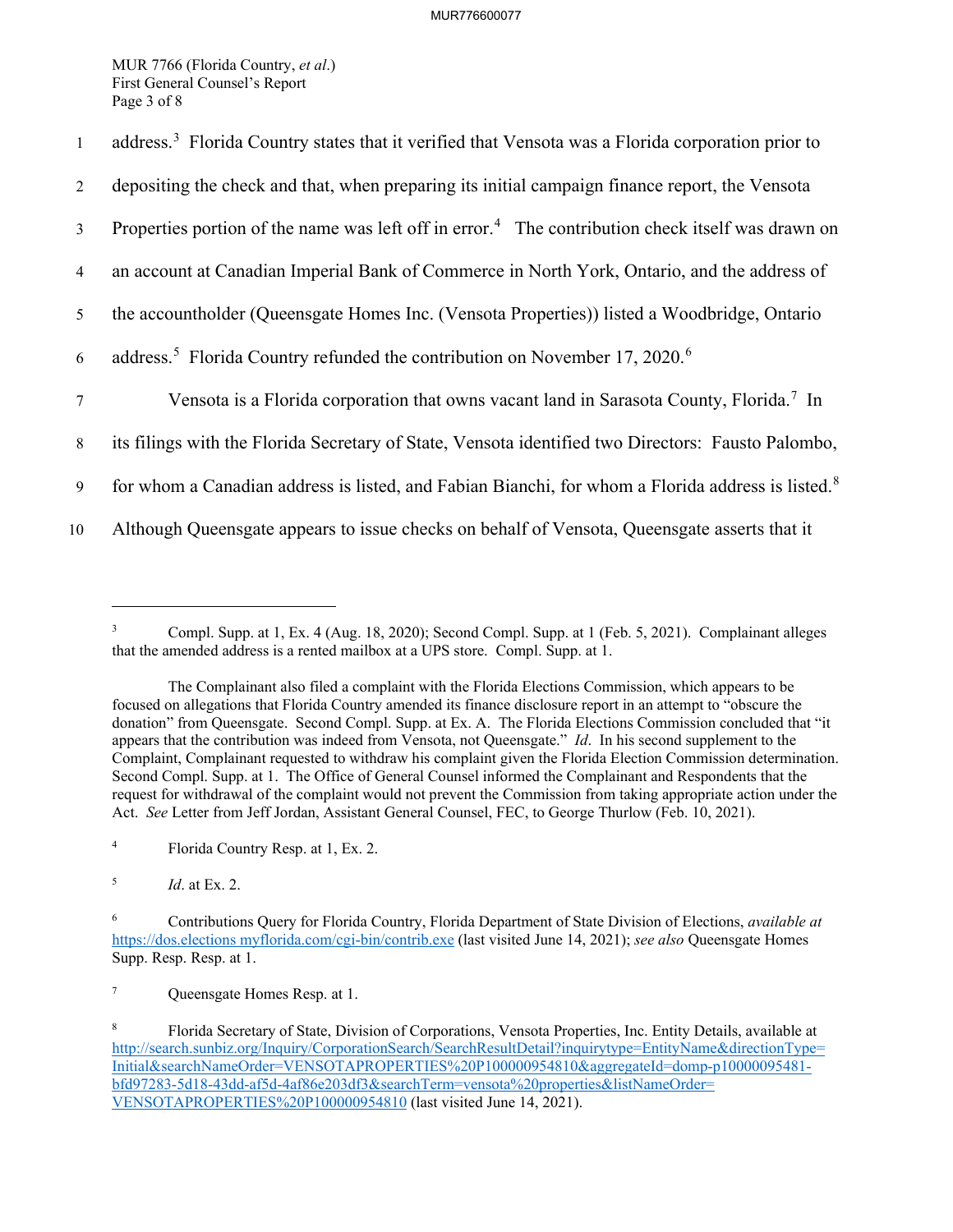address.[3] Florida Country states that it verified that Vensota was a Florida corporation prior to depositing the check and that, when preparing its initial campaign finance report, the Vensota Properties portion of the name was left off in error.[4] The contribution check itself was drawn on an account at Canadian Imperial Bank of Commerce in North York, Ontario, and the address of the accountholder (Queensgate Homes Inc. (Vensota Properties)) listed a Woodbridge, Ontario address.[5] Florida Country refunded the contribution on November 17, 2020.[6]

Vensota is a Florida corporation that owns vacant land in Sarasota County, Florida.[7] In its filings with the Florida Secretary of State, Vensota identified two Directors: Fausto Palombo, for whom a Canadian address is listed, and Fabian Bianchi, for whom a Florida address is listed.[8] Although Queensgate appears to issue checks on behalf of Vensota, Queensgate asserts that it

---

[3] Compl. Supp. at 1, Ex. 4 (Aug. 18, 2020); Second Compl. Supp. at 1 (Feb. 5, 2021). Complainant alleges that the amended address is a rented mailbox at a UPS store. Compl. Supp. at 1.

The Complainant also filed a complaint with the Florida Elections Commission, which appears to be focused on allegations that Florida Country amended its finance disclosure report in an attempt to "obscure the donation" from Queensgate. Second Compl. Supp. at Ex. A. The Florida Elections Commission concluded that "it appears that the contribution was indeed from Vensota, not Queensgate." *Id*. In his second supplement to the Complaint, Complainant requested to withdraw his complaint given the Florida Election Commission determination. Second Compl. Supp. at 1. The Office of General Counsel informed the Complainant and Respondents that the request for withdrawal of the complaint would not prevent the Commission from taking appropriate action under the Act. *See* Letter from Jeff Jordan, Assistant General Counsel, FEC, to George Thurlow (Feb. 10, 2021).

[4] Florida Country Resp. at 1, Ex. 2.

[5] *Id*. at Ex. 2.

[6] Contributions Query for Florida Country, Florida Department of State Division of Elections, *available at* https://dos.elections.myflorida.com/cgi-bin/contrib.exe (last visited June 14, 2021); *see also* Queensgate Homes Supp. Resp. Resp. at 1.

[7] Queensgate Homes Resp. at 1.

[8] Florida Secretary of State, Division of Corporations, Vensota Properties, Inc. Entity Details, available at http://search.sunbiz.org/Inquiry/CorporationSearch/SearchResultDetail?inquirytype=EntityName&directionType=Initial&searchNameOrder=VENSOTAPROPERTIES%20P100000954810&aggregateId=domp-p10000095481-bfd97283-5d18-43dd-af5d-4af86e203df3&searchTerm=vensota%20properties&listNameOrder=VENSOTAPROPERTIES%20P100000954810 (last visited June 14, 2021).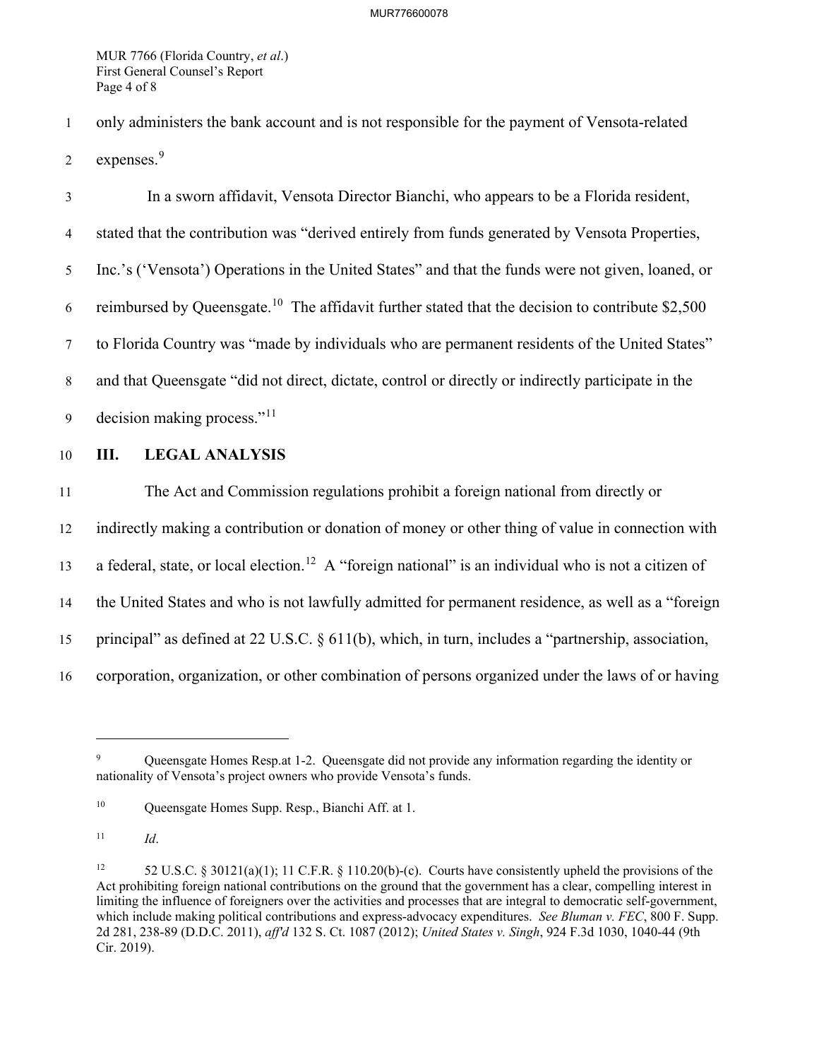only administers the bank account and is not responsible for the payment of Vensota-related expenses.[9]

In a sworn affidavit, Vensota Director Bianchi, who appears to be a Florida resident, stated that the contribution was "derived entirely from funds generated by Vensota Properties, Inc.'s ('Vensota') Operations in the United States" and that the funds were not given, loaned, or reimbursed by Queensgate.[10] The affidavit further stated that the decision to contribute $2,500 to Florida Country was "made by individuals who are permanent residents of the United States" and that Queensgate "did not direct, dictate, control or directly or indirectly participate in the decision making process."[11]

## III. LEGAL ANALYSIS

The Act and Commission regulations prohibit a foreign national from directly or indirectly making a contribution or donation of money or other thing of value in connection with a federal, state, or local election.[12] A "foreign national" is an individual who is not a citizen of the United States and who is not lawfully admitted for permanent residence, as well as a "foreign principal" as defined at 22 U.S.C. § 611(b), which, in turn, includes a "partnership, association, corporation, organization, or other combination of persons organized under the laws of or having

---

[9] Queensgate Homes Resp.at 1-2. Queensgate did not provide any information regarding the identity or nationality of Vensota's project owners who provide Vensota's funds.

[10] Queensgate Homes Supp. Resp., Bianchi Aff. at 1.

[11] *Id*.

[12] 52 U.S.C. § 30121(a)(1); 11 C.F.R. § 110.20(b)-(c). Courts have consistently upheld the provisions of the Act prohibiting foreign national contributions on the ground that the government has a clear, compelling interest in limiting the influence of foreigners over the activities and processes that are integral to democratic self-government, which include making political contributions and express-advocacy expenditures. *See Bluman v. FEC*, 800 F. Supp. 2d 281, 238-89 (D.D.C. 2011), *aff'd* 132 S. Ct. 1087 (2012); *United States v. Singh*, 924 F.3d 1030, 1040-44 (9th Cir. 2019).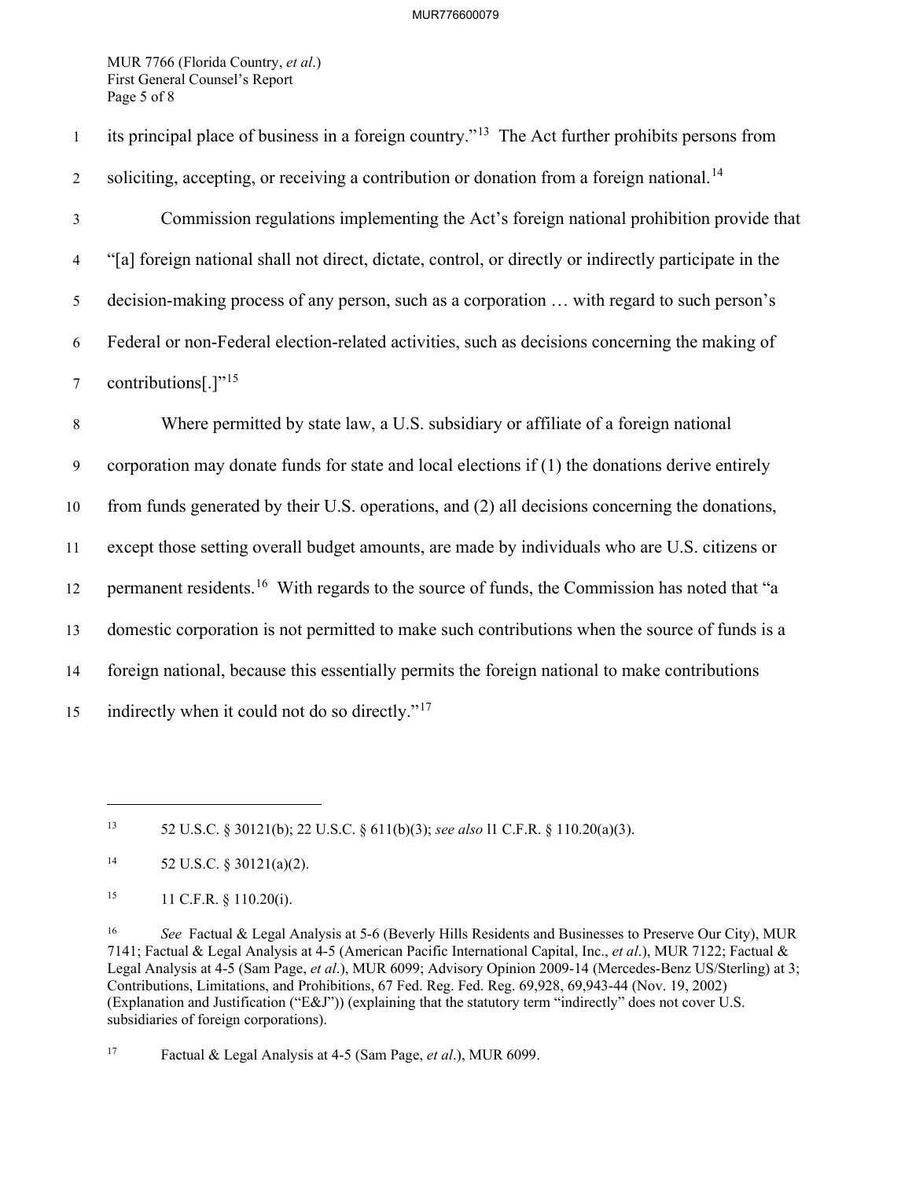its principal place of business in a foreign country."[13] The Act further prohibits persons from soliciting, accepting, or receiving a contribution or donation from a foreign national.[14]

Commission regulations implementing the Act's foreign national prohibition provide that "[a] foreign national shall not direct, dictate, control, or directly or indirectly participate in the decision-making process of any person, such as a corporation … with regard to such person's Federal or non-Federal election-related activities, such as decisions concerning the making of contributions[.]"[15]

Where permitted by state law, a U.S. subsidiary or affiliate of a foreign national corporation may donate funds for state and local elections if (1) the donations derive entirely from funds generated by their U.S. operations, and (2) all decisions concerning the donations, except those setting overall budget amounts, are made by individuals who are U.S. citizens or permanent residents.[16] With regards to the source of funds, the Commission has noted that "a domestic corporation is not permitted to make such contributions when the source of funds is a foreign national, because this essentially permits the foreign national to make contributions indirectly when it could not do so directly."[17]

---

[13] 52 U.S.C. § 30121(b); 22 U.S.C. § 611(b)(3); *see also* 11 C.F.R. § 110.20(a)(3).

[14] 52 U.S.C. § 30121(a)(2).

[15] 11 C.F.R. § 110.20(i).

[16] *See* Factual & Legal Analysis at 5-6 (Beverly Hills Residents and Businesses to Preserve Our City), MUR 7141; Factual & Legal Analysis at 4-5 (American Pacific International Capital, Inc., *et al.*), MUR 7122; Factual & Legal Analysis at 4-5 (Sam Page, *et al.*), MUR 6099; Advisory Opinion 2009-14 (Mercedes-Benz US/Sterling) at 3; Contributions, Limitations, and Prohibitions, 67 Fed. Reg. Fed. Reg. 69,928, 69,943-44 (Nov. 19, 2002) (Explanation and Justification ("E&J")) (explaining that the statutory term "indirectly" does not cover U.S. subsidiaries of foreign corporations).

[17] Factual & Legal Analysis at 4-5 (Sam Page, *et al.*), MUR 6099.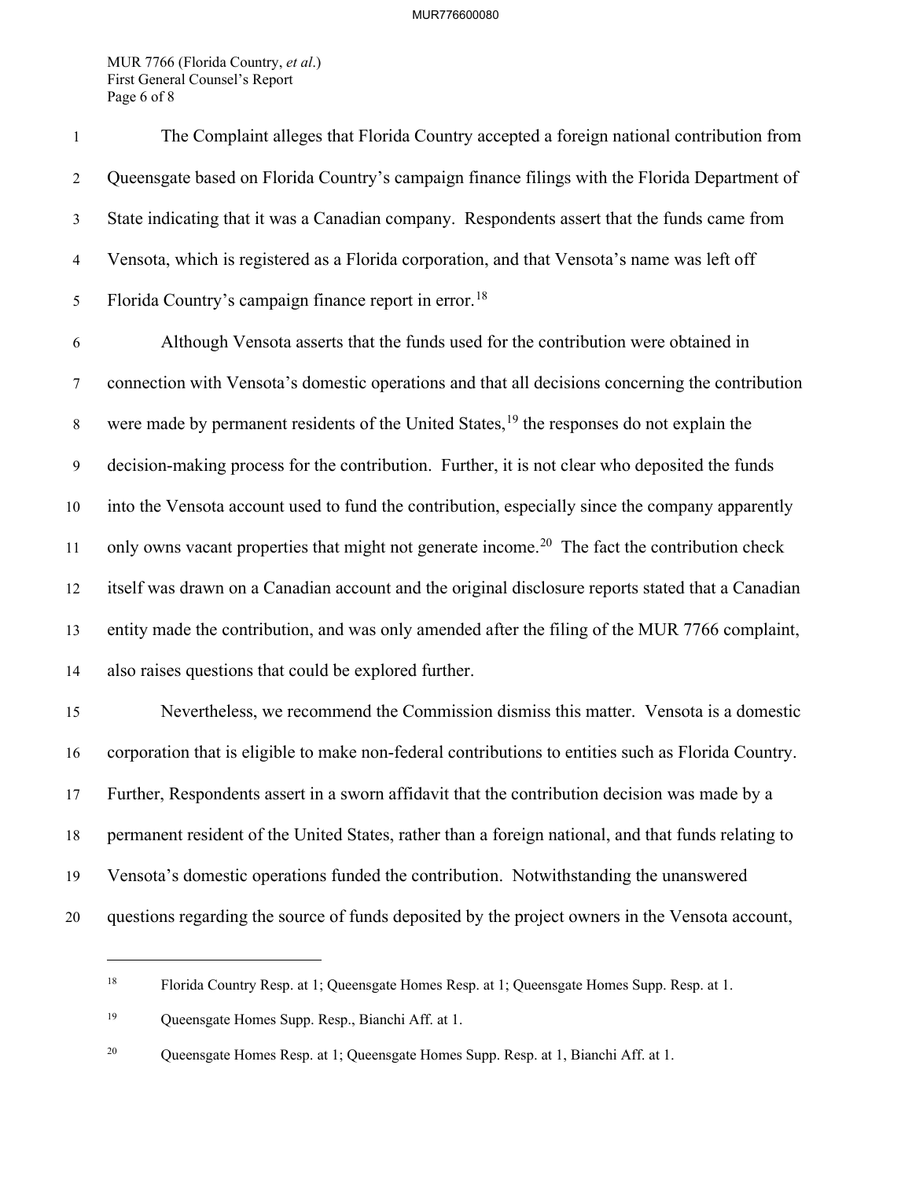The Complaint alleges that Florida Country accepted a foreign national contribution from Queensgate based on Florida Country's campaign finance filings with the Florida Department of State indicating that it was a Canadian company. Respondents assert that the funds came from Vensota, which is registered as a Florida corporation, and that Vensota's name was left off Florida Country's campaign finance report in error.[18]

Although Vensota asserts that the funds used for the contribution were obtained in connection with Vensota's domestic operations and that all decisions concerning the contribution were made by permanent residents of the United States,[19] the responses do not explain the decision-making process for the contribution. Further, it is not clear who deposited the funds into the Vensota account used to fund the contribution, especially since the company apparently only owns vacant properties that might not generate income.[20] The fact the contribution check itself was drawn on a Canadian account and the original disclosure reports stated that a Canadian entity made the contribution, and was only amended after the filing of the MUR 7766 complaint, also raises questions that could be explored further.

Nevertheless, we recommend the Commission dismiss this matter. Vensota is a domestic corporation that is eligible to make non-federal contributions to entities such as Florida Country. Further, Respondents assert in a sworn affidavit that the contribution decision was made by a permanent resident of the United States, rather than a foreign national, and that funds relating to Vensota's domestic operations funded the contribution. Notwithstanding the unanswered questions regarding the source of funds deposited by the project owners in the Vensota account,

---

[18] Florida Country Resp. at 1; Queensgate Homes Resp. at 1; Queensgate Homes Supp. Resp. at 1.

[19] Queensgate Homes Supp. Resp., Bianchi Aff. at 1.

[20] Queensgate Homes Resp. at 1; Queensgate Homes Supp. Resp. at 1, Bianchi Aff. at 1.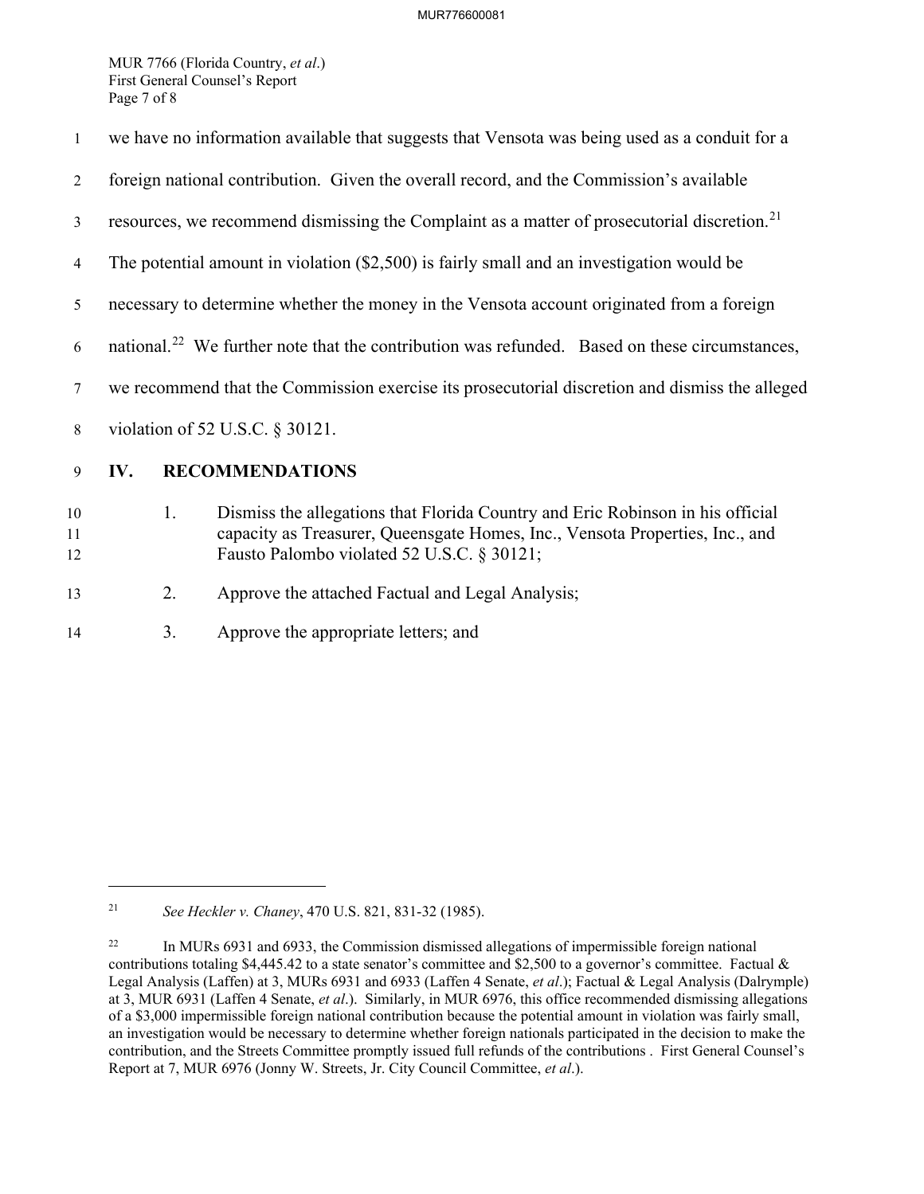we have no information available that suggests that Vensota was being used as a conduit for a foreign national contribution. Given the overall record, and the Commission's available resources, we recommend dismissing the Complaint as a matter of prosecutorial discretion.[21] The potential amount in violation ($2,500) is fairly small and an investigation would be necessary to determine whether the money in the Vensota account originated from a foreign national.[22] We further note that the contribution was refunded. Based on these circumstances, we recommend that the Commission exercise its prosecutorial discretion and dismiss the alleged violation of 52 U.S.C. § 30121.

## IV. RECOMMENDATIONS

1. Dismiss the allegations that Florida Country and Eric Robinson in his official capacity as Treasurer, Queensgate Homes, Inc., Vensota Properties, Inc., and Fausto Palombo violated 52 U.S.C. § 30121;

2. Approve the attached Factual and Legal Analysis;

3. Approve the appropriate letters; and

---

[21] *See Heckler v. Chaney*, 470 U.S. 821, 831-32 (1985).

[22] In MURs 6931 and 6933, the Commission dismissed allegations of impermissible foreign national contributions totaling $4,445.42 to a state senator's committee and $2,500 to a governor's committee. Factual & Legal Analysis (Laffen) at 3, MURs 6931 and 6933 (Laffen 4 Senate, *et al*.); Factual & Legal Analysis (Dalrymple) at 3, MUR 6931 (Laffen 4 Senate, *et al*.). Similarly, in MUR 6976, this office recommended dismissing allegations of a $3,000 impermissible foreign national contribution because the potential amount in violation was fairly small, an investigation would be necessary to determine whether foreign nationals participated in the decision to make the contribution, and the Streets Committee promptly issued full refunds of the contributions . First General Counsel's Report at 7, MUR 6976 (Jonny W. Streets, Jr. City Council Committee, *et al*.).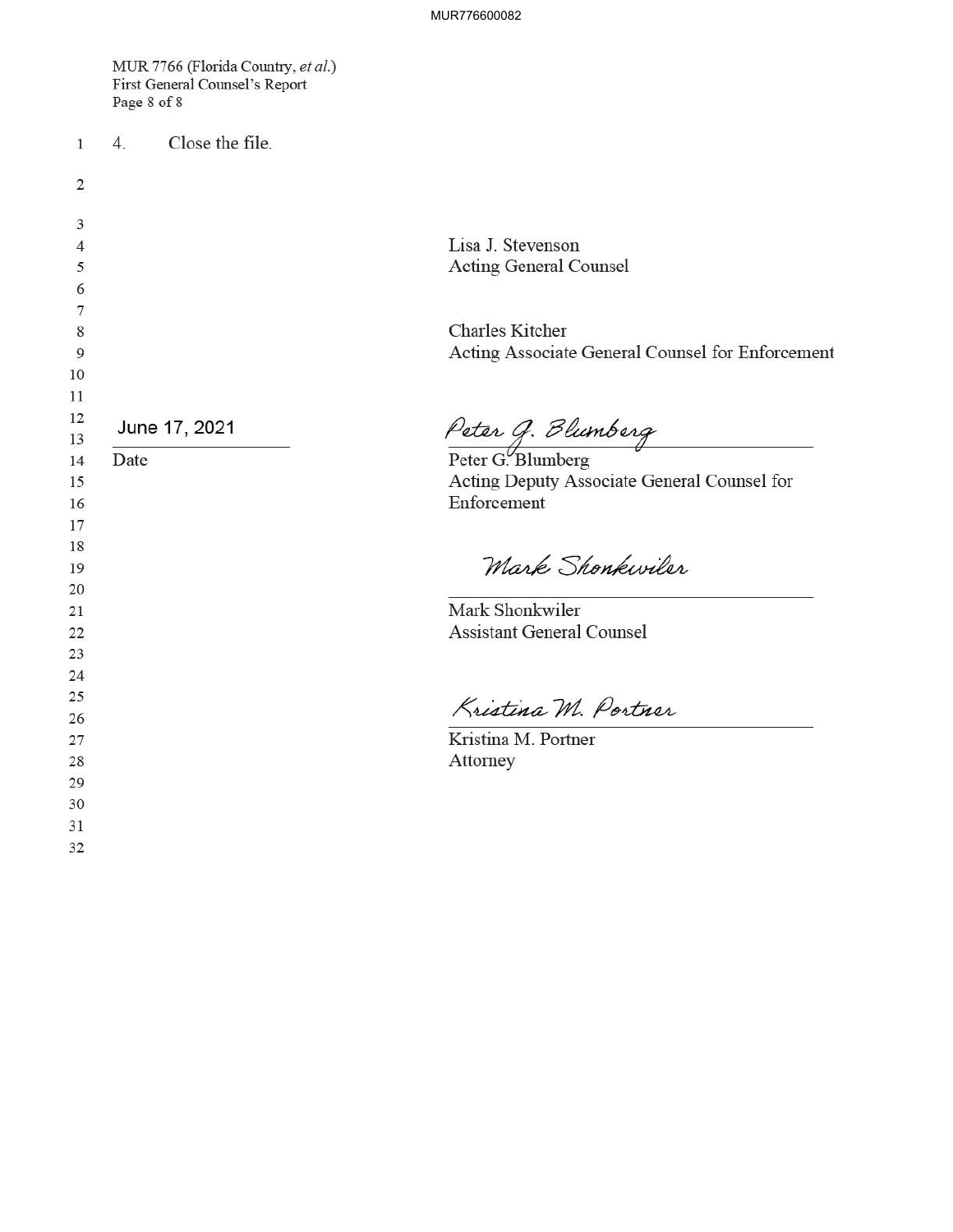4. Close the file.

Lisa J. Stevenson
Acting General Counsel

Charles Kitcher
Acting Associate General Counsel for Enforcement

June 17, 2021
Date

Peter G. Blumberg
Peter G. Blumberg
Acting Deputy Associate General Counsel for Enforcement

Mark Shonkwiler
Mark Shonkwiler
Assistant General Counsel

Kristina M. Portner
Kristina M. Portner
Attorney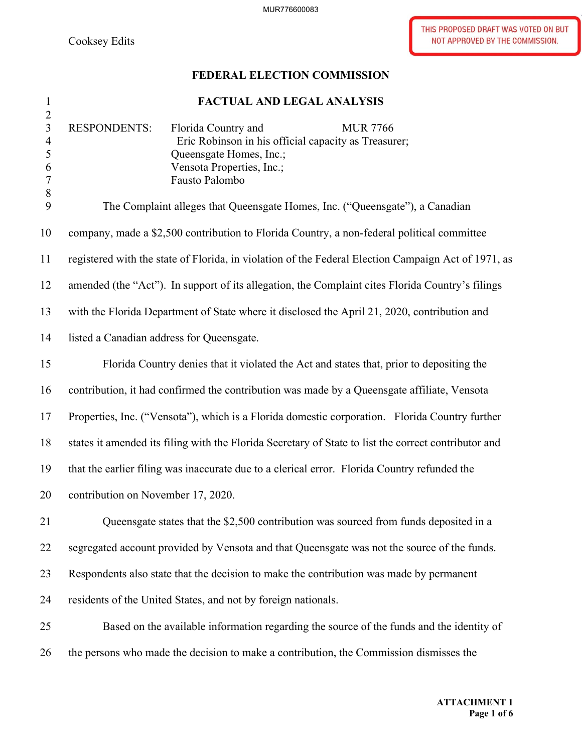Cooksey Edits

THIS PROPOSED DRAFT WAS VOTED ON BUT NOT APPROVED BY THE COMMISSION.

**FEDERAL ELECTION COMMISSION**

**FACTUAL AND LEGAL ANALYSIS**

RESPONDENTS: Florida Country and Eric Robinson in his official capacity as Treasurer; Queensgate Homes, Inc.; Vensota Properties, Inc.; Fausto Palombo

MUR 7766

The Complaint alleges that Queensgate Homes, Inc. ("Queensgate"), a Canadian company, made a $2,500 contribution to Florida Country, a non-federal political committee registered with the state of Florida, in violation of the Federal Election Campaign Act of 1971, as amended (the "Act"). In support of its allegation, the Complaint cites Florida Country's filings with the Florida Department of State where it disclosed the April 21, 2020, contribution and listed a Canadian address for Queensgate.

Florida Country denies that it violated the Act and states that, prior to depositing the contribution, it had confirmed the contribution was made by a Queensgate affiliate, Vensota Properties, Inc. ("Vensota"), which is a Florida domestic corporation. Florida Country further states it amended its filing with the Florida Secretary of State to list the correct contributor and that the earlier filing was inaccurate due to a clerical error. Florida Country refunded the contribution on November 17, 2020.

Queensgate states that the $2,500 contribution was sourced from funds deposited in a segregated account provided by Vensota and that Queensgate was not the source of the funds. Respondents also state that the decision to make the contribution was made by permanent residents of the United States, and not by foreign nationals.

Based on the available information regarding the source of the funds and the identity of the persons who made the decision to make a contribution, the Commission dismisses the

ATTACHMENT 1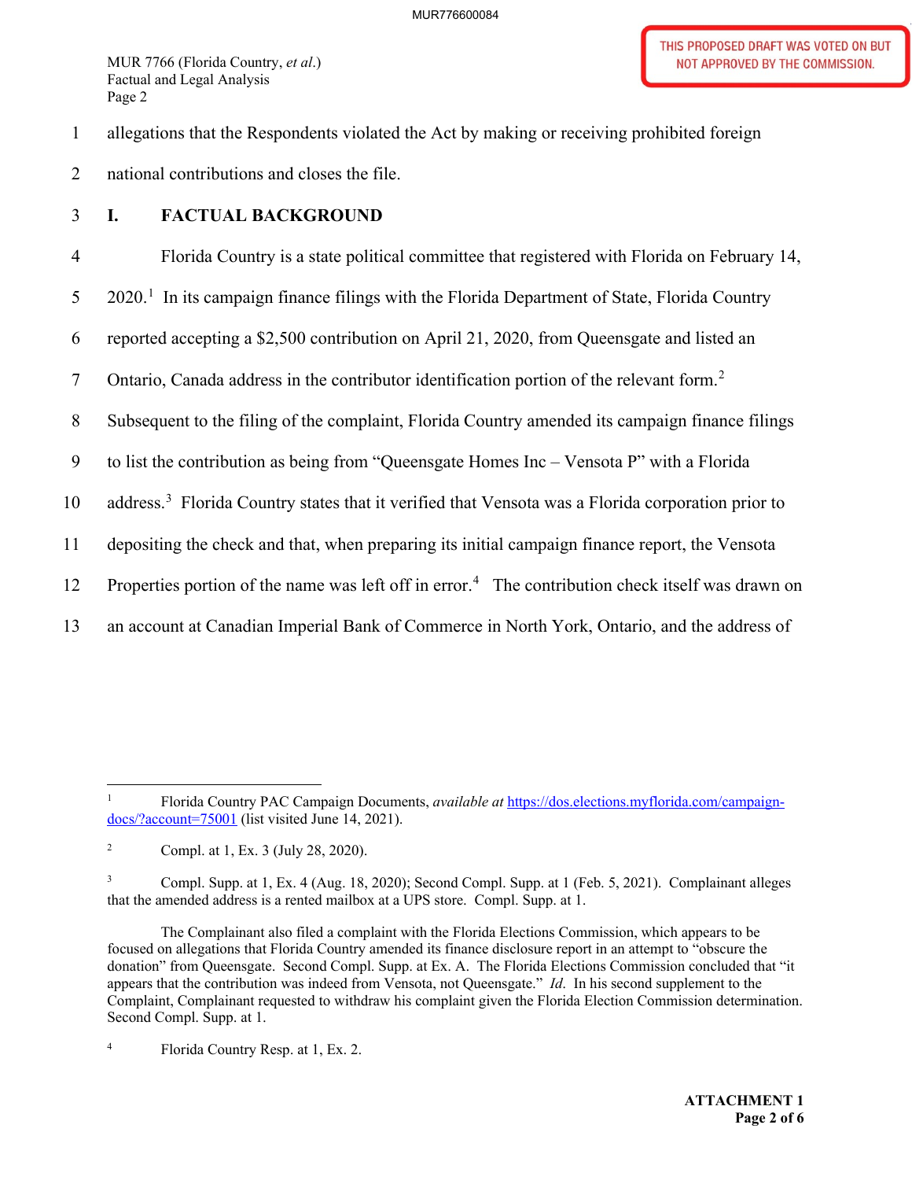allegations that the Respondents violated the Act by making or receiving prohibited foreign national contributions and closes the file.

## I. FACTUAL BACKGROUND

Florida Country is a state political committee that registered with Florida on February 14, 2020.[1] In its campaign finance filings with the Florida Department of State, Florida Country reported accepting a $2,500 contribution on April 21, 2020, from Queensgate and listed an Ontario, Canada address in the contributor identification portion of the relevant form.[2] Subsequent to the filing of the complaint, Florida Country amended its campaign finance filings to list the contribution as being from "Queensgate Homes Inc – Vensota P" with a Florida address.[3] Florida Country states that it verified that Vensota was a Florida corporation prior to depositing the check and that, when preparing its initial campaign finance report, the Vensota Properties portion of the name was left off in error.[4] The contribution check itself was drawn on an account at Canadian Imperial Bank of Commerce in North York, Ontario, and the address of

---

[1] Florida Country PAC Campaign Documents, *available at* https://dos.elections.myflorida.com/campaign-docs/?account=75001 (list visited June 14, 2021).

[2] Compl. at 1, Ex. 3 (July 28, 2020).

[3] Compl. Supp. at 1, Ex. 4 (Aug. 18, 2020); Second Compl. Supp. at 1 (Feb. 5, 2021). Complainant alleges that the amended address is a rented mailbox at a UPS store. Compl. Supp. at 1.

The Complainant also filed a complaint with the Florida Elections Commission, which appears to be focused on allegations that Florida Country amended its finance disclosure report in an attempt to "obscure the donation" from Queensgate. Second Compl. Supp. at Ex. A. The Florida Elections Commission concluded that "it appears that the contribution was indeed from Vensota, not Queensgate." *Id.* In his second supplement to the Complaint, Complainant requested to withdraw his complaint given the Florida Election Commission determination. Second Compl. Supp. at 1.

[4] Florida Country Resp. at 1, Ex. 2.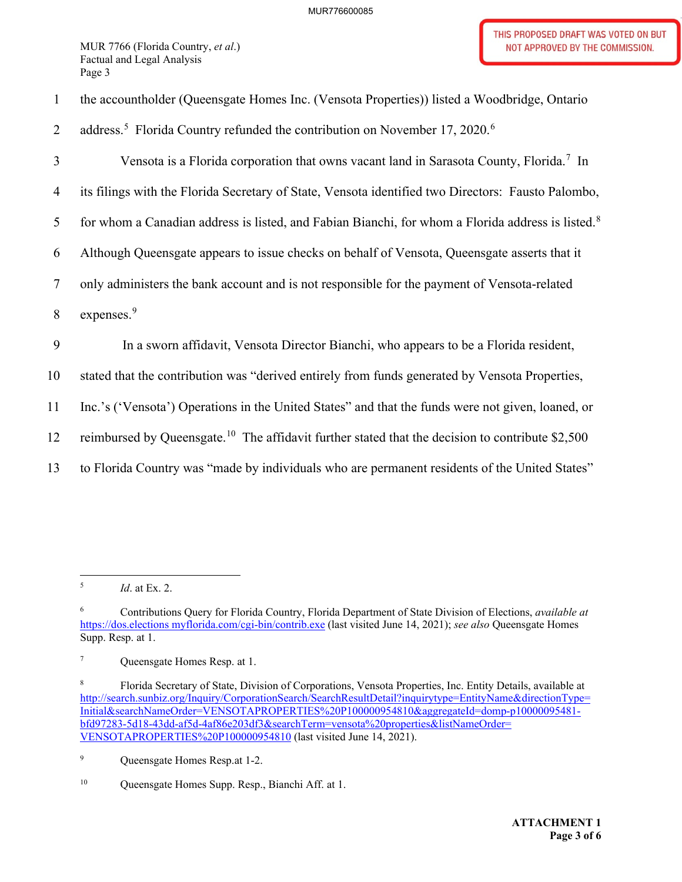the accountholder (Queensgate Homes Inc. (Vensota Properties)) listed a Woodbridge, Ontario address.[5] Florida Country refunded the contribution on November 17, 2020.[6]

Vensota is a Florida corporation that owns vacant land in Sarasota County, Florida.[7] In its filings with the Florida Secretary of State, Vensota identified two Directors: Fausto Palombo, for whom a Canadian address is listed, and Fabian Bianchi, for whom a Florida address is listed.[8] Although Queensgate appears to issue checks on behalf of Vensota, Queensgate asserts that it only administers the bank account and is not responsible for the payment of Vensota-related expenses.[9]

In a sworn affidavit, Vensota Director Bianchi, who appears to be a Florida resident, stated that the contribution was "derived entirely from funds generated by Vensota Properties, Inc.'s ('Vensota') Operations in the United States" and that the funds were not given, loaned, or reimbursed by Queensgate.[10] The affidavit further stated that the decision to contribute $2,500 to Florida Country was "made by individuals who are permanent residents of the United States"

---

[5] *Id*. at Ex. 2.

[6] Contributions Query for Florida Country, Florida Department of State Division of Elections, *available at* https://dos.elections myflorida.com/cgi-bin/contrib.exe (last visited June 14, 2021); *see also* Queensgate Homes Supp. Resp. at 1.

[7] Queensgate Homes Resp. at 1.

[8] Florida Secretary of State, Division of Corporations, Vensota Properties, Inc. Entity Details, available at http://search.sunbiz.org/Inquiry/CorporationSearch/SearchResultDetail?inquirytype=EntityName&directionType=Initial&searchNameOrder=VENSOTAPROPERTIES%20P100000954810&aggregateId=domp-p10000095481-bfd97283-5d18-43dd-af5d-4af86e203df3&searchTerm=vensota%20properties&listNameOrder=VENSOTAPROPERTIES%20P100000954810 (last visited June 14, 2021).

[9] Queensgate Homes Resp.at 1-2.

[10] Queensgate Homes Supp. Resp., Bianchi Aff. at 1.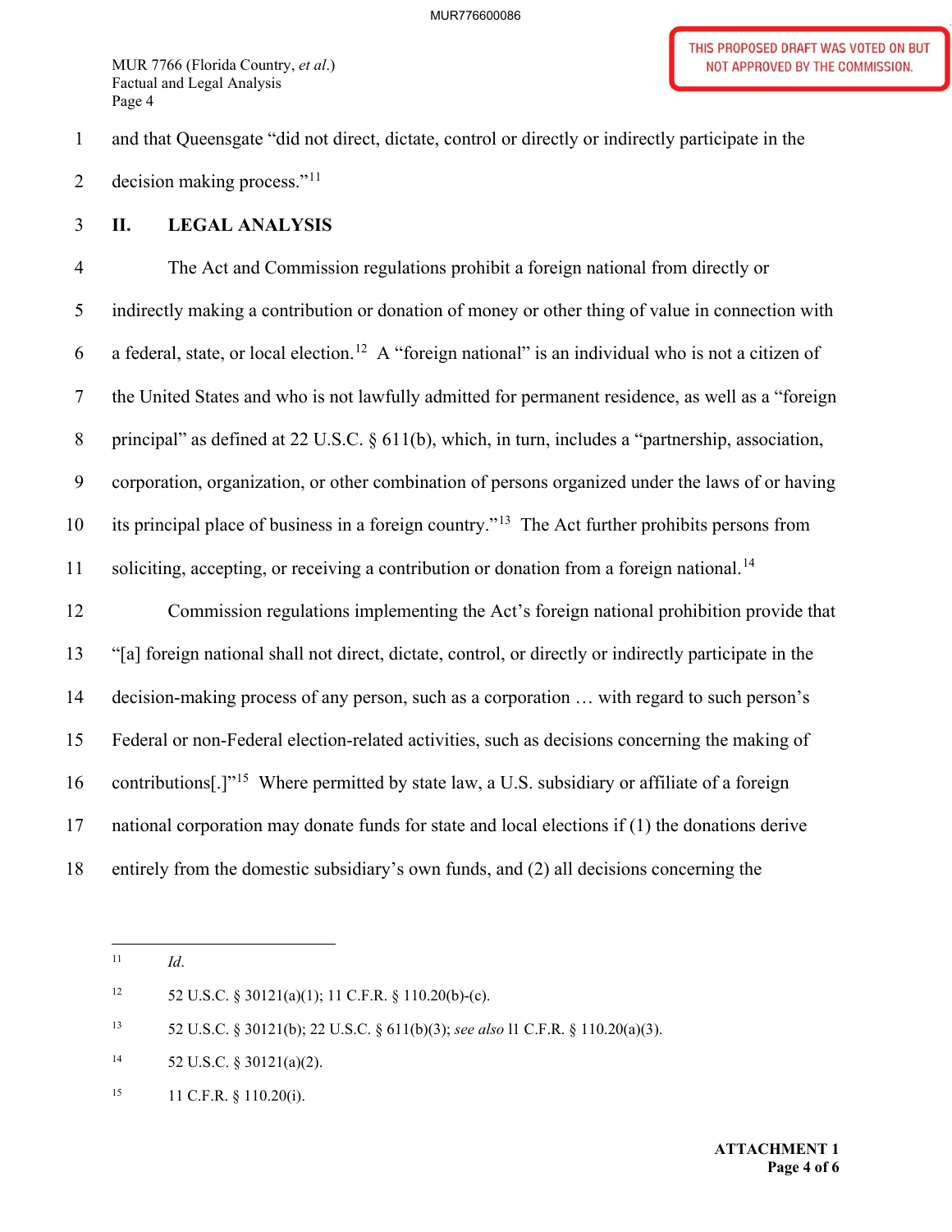and that Queensgate "did not direct, dictate, control or directly or indirectly participate in the decision making process."[11]

## II. LEGAL ANALYSIS

The Act and Commission regulations prohibit a foreign national from directly or indirectly making a contribution or donation of money or other thing of value in connection with a federal, state, or local election.[12] A "foreign national" is an individual who is not a citizen of the United States and who is not lawfully admitted for permanent residence, as well as a "foreign principal" as defined at 22 U.S.C. § 611(b), which, in turn, includes a "partnership, association, corporation, organization, or other combination of persons organized under the laws of or having its principal place of business in a foreign country."[13] The Act further prohibits persons from soliciting, accepting, or receiving a contribution or donation from a foreign national.[14]

Commission regulations implementing the Act's foreign national prohibition provide that "[a] foreign national shall not direct, dictate, control, or directly or indirectly participate in the decision-making process of any person, such as a corporation … with regard to such person's Federal or non-Federal election-related activities, such as decisions concerning the making of contributions[.]"[15] Where permitted by state law, a U.S. subsidiary or affiliate of a foreign national corporation may donate funds for state and local elections if (1) the donations derive entirely from the domestic subsidiary's own funds, and (2) all decisions concerning the

---

[11] *Id.*

[12] 52 U.S.C. § 30121(a)(1); 11 C.F.R. § 110.20(b)-(c).

[13] 52 U.S.C. § 30121(b); 22 U.S.C. § 611(b)(3); *see also* 11 C.F.R. § 110.20(a)(3).

[14] 52 U.S.C. § 30121(a)(2).

[15] 11 C.F.R. § 110.20(i).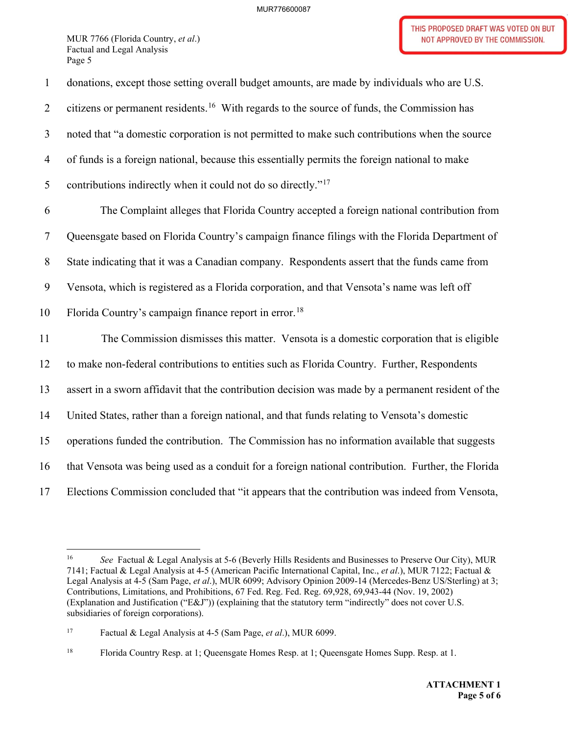donations, except those setting overall budget amounts, are made by individuals who are U.S. citizens or permanent residents.[16] With regards to the source of funds, the Commission has noted that "a domestic corporation is not permitted to make such contributions when the source of funds is a foreign national, because this essentially permits the foreign national to make contributions indirectly when it could not do so directly."[17]

The Complaint alleges that Florida Country accepted a foreign national contribution from Queensgate based on Florida Country's campaign finance filings with the Florida Department of State indicating that it was a Canadian company. Respondents assert that the funds came from Vensota, which is registered as a Florida corporation, and that Vensota's name was left off Florida Country's campaign finance report in error.[18]

The Commission dismisses this matter. Vensota is a domestic corporation that is eligible to make non-federal contributions to entities such as Florida Country. Further, Respondents assert in a sworn affidavit that the contribution decision was made by a permanent resident of the United States, rather than a foreign national, and that funds relating to Vensota's domestic operations funded the contribution. The Commission has no information available that suggests that Vensota was being used as a conduit for a foreign national contribution. Further, the Florida Elections Commission concluded that "it appears that the contribution was indeed from Vensota,

---

[16] *See* Factual & Legal Analysis at 5-6 (Beverly Hills Residents and Businesses to Preserve Our City), MUR 7141; Factual & Legal Analysis at 4-5 (American Pacific International Capital, Inc., *et al.*), MUR 7122; Factual & Legal Analysis at 4-5 (Sam Page, *et al.*), MUR 6099; Advisory Opinion 2009-14 (Mercedes-Benz US/Sterling) at 3; Contributions, Limitations, and Prohibitions, 67 Fed. Reg. Fed. Reg. 69,928, 69,943-44 (Nov. 19, 2002) (Explanation and Justification ("E&J")) (explaining that the statutory term "indirectly" does not cover U.S. subsidiaries of foreign corporations).

[17] Factual & Legal Analysis at 4-5 (Sam Page, *et al.*), MUR 6099.

[18] Florida Country Resp. at 1; Queensgate Homes Resp. at 1; Queensgate Homes Supp. Resp. at 1.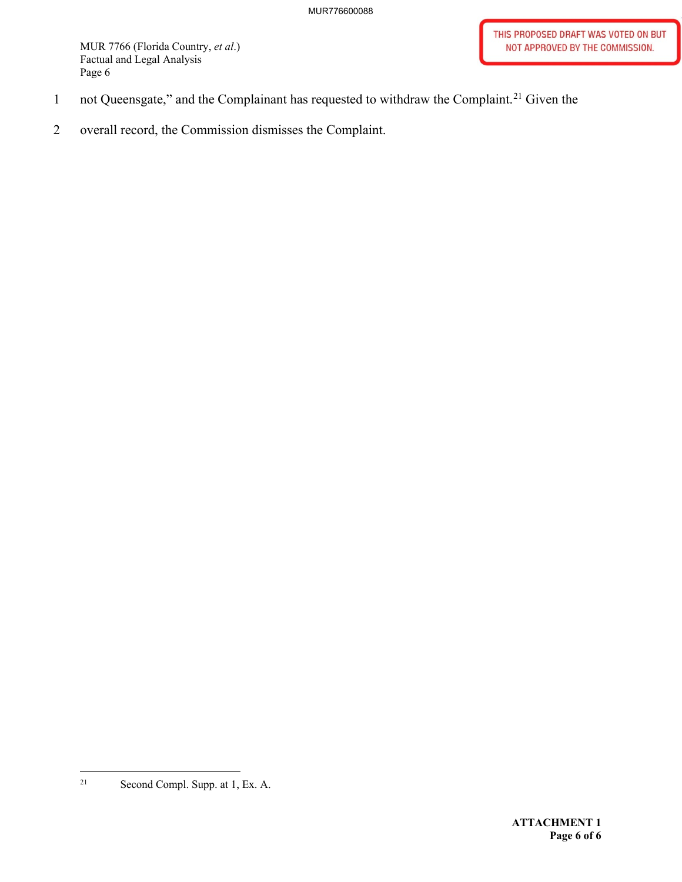THIS PROPOSED DRAFT WAS VOTED ON BUT NOT APPROVED BY THE COMMISSION.

not Queensgate," and the Complainant has requested to withdraw the Complaint.[21] Given the overall record, the Commission dismisses the Complaint.

---

[21] Second Compl. Supp. at 1, Ex. A.

**ATTACHMENT 1**